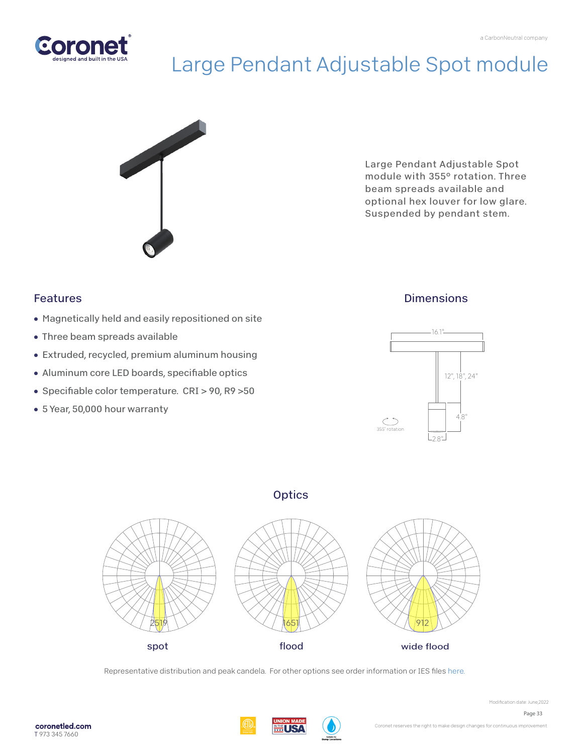# Large Pendant Adjustable Spot module

Large Pendant Adjustable Spot module with 355° rotation. Three beam spreads available and optional hex louver for low glare. Suspended by pendant stem.

## Features

- Magnetically held and easily repositioned on site
- Three beam spreads available
- Extruded, recycled, premium aluminum housing
- Aluminum core LED boards, specifiable optics
- Specifiable color temperature. CRI > 90, R9 >50
- 5 Year, 50,000 hour warranty

## Dimensions

16.1"

12", 18", 24"

4.8"

2.8"

355° rotation

## Optics

| spot | flood | wide flood |
|---|---|---|
| 2519 | 1651 | 912 |

Representative distribution and peak candela. For other options see order information or IES files here.

Modification date: June,2022

coronetled.com
T 973 345 7660

Coronet reserves the right to make design changes for continuous improvement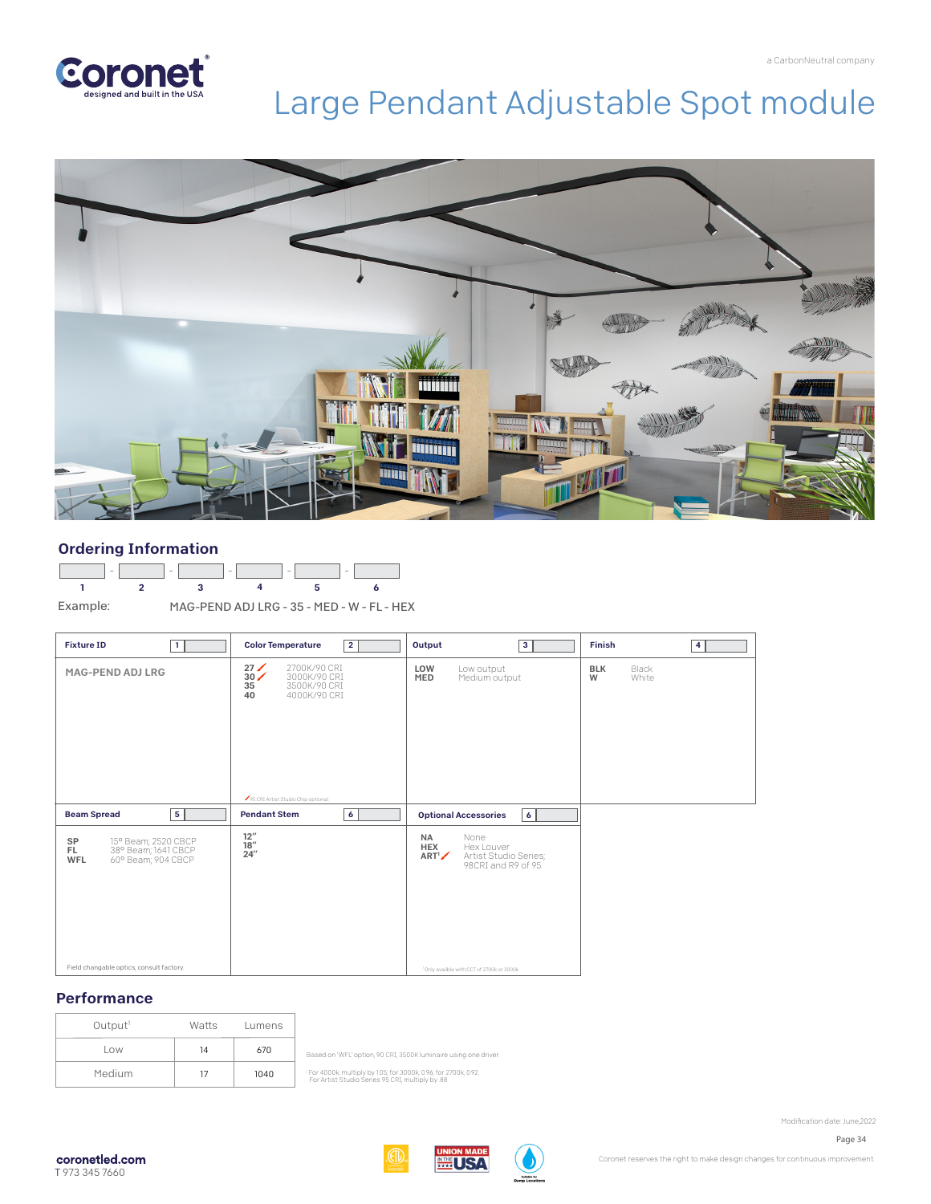a CarbonNeutral company

# Large Pendant Adjustable Spot module

## Ordering Information

| 1 | 2 | 3 | 4 | 5 | 6 |
|---|---|---|---|---|---|

Example: MAG-PEND ADJ LRG - 35 - MED - W - FL - HEX

| Fixture ID [1] | Color Temperature [2] | Output [3] | Finish [4] |
|---|---|---|---|
| MAG-PEND ADJ LRG | 27 ⁄ 2700K/90 CRI<br>30 ⁄ 3000K/90 CRI<br>35 3500K/90 CRI<br>40 4000K/90 CRI<br><br>⁄ 95 CRI Artist Studio Chip optional | LOW Low output<br>MED Medium output | BLK Black<br>W White |

| Beam Spread [5] | Pendant Stem [6] | Optional Accessories [6] |
|---|---|---|
| SP 15º Beam; 2520 CBCP<br>FL 38º Beam; 1641 CBCP<br>WFL 60º Beam; 904 CBCP<br><br>Field changable optics, consult factory. | 12"<br>18"<br>24" | NA None<br>HEX Hex Louver<br>ART[1] ⁄ Artist Studio Series, 98CRI and R9 of 95<br><br>[1]Only availble with CCT of 2700k or 3000k |

## Performance

| Output[1] | Watts | Lumens |
|---|---|---|
| Low | 14 | 670 |
| Medium | 17 | 1040 |

Based on 'WFL' option, 90 CRI, 3500K luminaire using one driver.

[1]For 4000k, multiply by 1.05, for 3000k, 0.96, for 2700k, 0.92.
For Artist Studio Series 95 CRI, multiply by .88

Modification date: June,2022

coronetled.com
T 973 345 7660

Coronet reserves the right to make design changes for continuous improvement